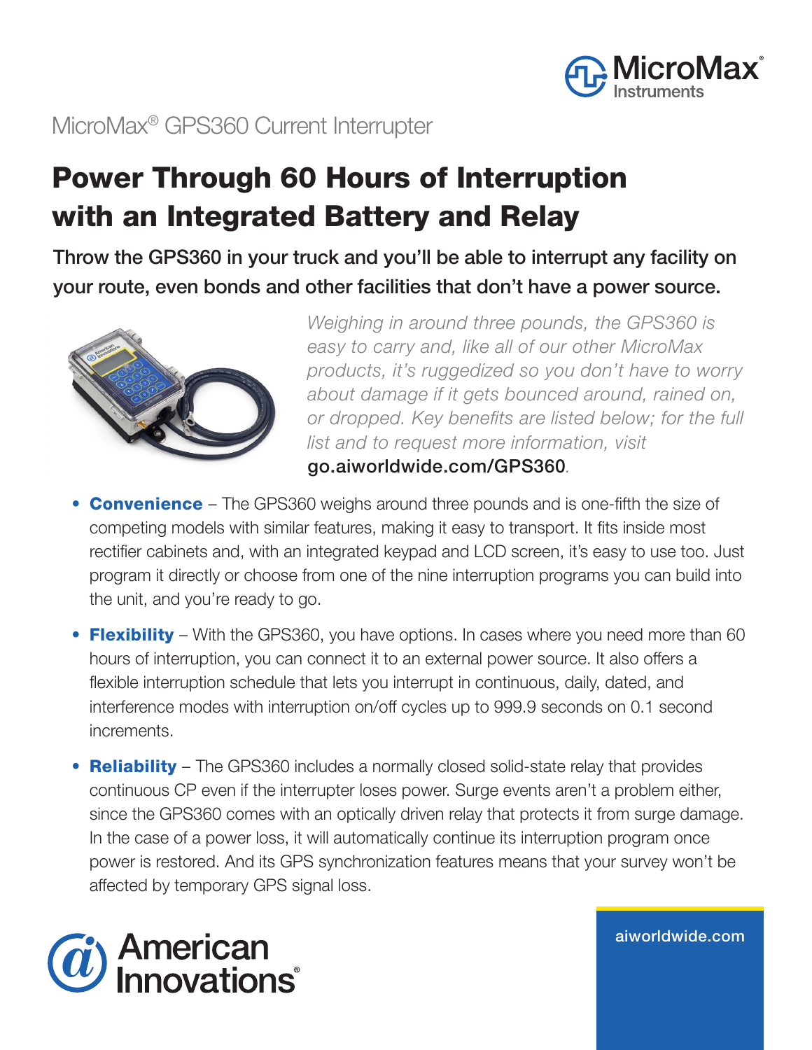MicroMax® GPS360 Current Interrupter

# Power Through 60 Hours of Interruption with an Integrated Battery and Relay

**Throw the GPS360 in your truck and you'll be able to interrupt any facility on your route, even bonds and other facilities that don't have a power source.**

*Weighing in around three pounds, the GPS360 is easy to carry and, like all of our other MicroMax products, it's ruggedized so you don't have to worry about damage if it gets bounced around, rained on, or dropped. Key benefits are listed below; for the full list and to request more information, visit* go.aiworldwide.com/GPS360.

- **Convenience** – The GPS360 weighs around three pounds and is one-fifth the size of competing models with similar features, making it easy to transport. It fits inside most rectifier cabinets and, with an integrated keypad and LCD screen, it's easy to use too. Just program it directly or choose from one of the nine interruption programs you can build into the unit, and you're ready to go.
- **Flexibility** – With the GPS360, you have options. In cases where you need more than 60 hours of interruption, you can connect it to an external power source. It also offers a flexible interruption schedule that lets you interrupt in continuous, daily, dated, and interference modes with interruption on/off cycles up to 999.9 seconds on 0.1 second increments.
- **Reliability** – The GPS360 includes a normally closed solid-state relay that provides continuous CP even if the interrupter loses power. Surge events aren't a problem either, since the GPS360 comes with an optically driven relay that protects it from surge damage. In the case of a power loss, it will automatically continue its interruption program once power is restored. And its GPS synchronization features means that your survey won't be affected by temporary GPS signal loss.

aiworldwide.com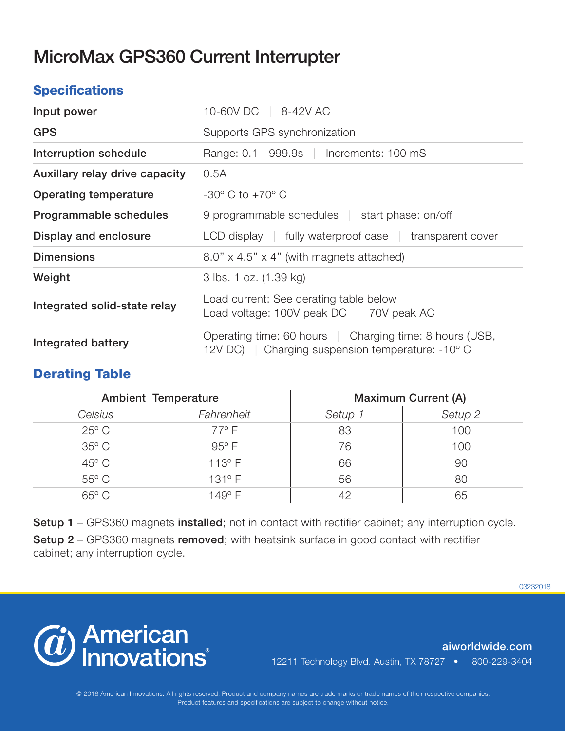# MicroMax GPS360 Current Interrupter

## Specifications

| | |
|---|---|
| **Input power** | 10-60V DC \| 8-42V AC |
| **GPS** | Supports GPS synchronization |
| **Interruption schedule** | Range: 0.1 - 999.9s \| Increments: 100 mS |
| **Auxillary relay drive capacity** | 0.5A |
| **Operating temperature** | -30° C to +70° C |
| **Programmable schedules** | 9 programmable schedules \| start phase: on/off |
| **Display and enclosure** | LCD display \| fully waterproof case \| transparent cover |
| **Dimensions** | 8.0" x 4.5" x 4" (with magnets attached) |
| **Weight** | 3 lbs. 1 oz. (1.39 kg) |
| **Integrated solid-state relay** | Load current: See derating table below<br>Load voltage: 100V peak DC \| 70V peak AC |
| **Integrated battery** | Operating time: 60 hours \| Charging time: 8 hours (USB, 12V DC) \| Charging suspension temperature: -10° C |

## Derating Table

| Ambient Temperature | | Maximum Current (A) | |
|---|---|---|---|
| *Celsius* | *Fahrenheit* | *Setup 1* | *Setup 2* |
| 25° C | 77° F | 83 | 100 |
| 35° C | 95° F | 76 | 100 |
| 45° C | 113° F | 66 | 90 |
| 55° C | 131° F | 56 | 80 |
| 65° C | 149° F | 42 | 65 |

**Setup 1** – GPS360 magnets **installed**; not in contact with rectifier cabinet; any interruption cycle.

**Setup 2** – GPS360 magnets **removed**; with heatsink surface in good contact with rectifier cabinet; any interruption cycle.

03232018

American Innovations®

aiworldwide.com

12211 Technology Blvd. Austin, TX 78727 • 800-229-3404

© 2018 American Innovations. All rights reserved. Product and company names are trade marks or trade names of their respective companies. Product features and specifications are subject to change without notice.